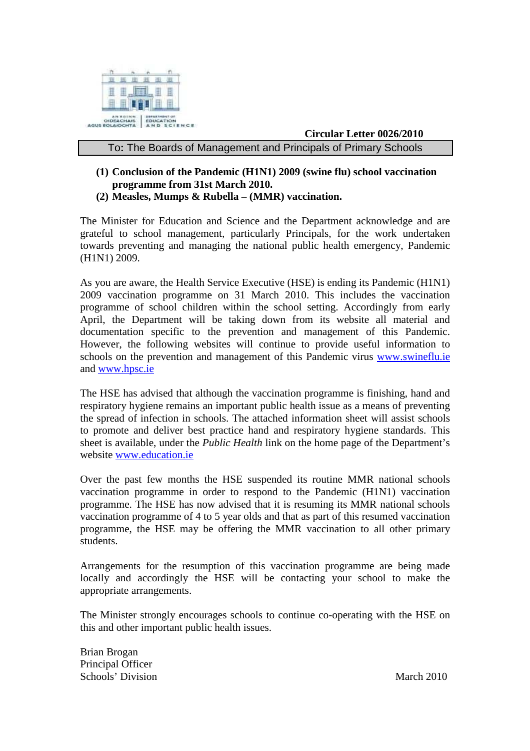**Circular Letter 0026/2010**

**To: The Boards of Management and Principals of Primary Schools**

**(1) Conclusion of the Pandemic (H1N1) 2009 (swine flu) school vaccination programme from 31st March 2010.**
**(2) Measles, Mumps & Rubella – (MMR) vaccination.**

The Minister for Education and Science and the Department acknowledge and are grateful to school management, particularly Principals, for the work undertaken towards preventing and managing the national public health emergency, Pandemic (H1N1) 2009.

As you are aware, the Health Service Executive (HSE) is ending its Pandemic (H1N1) 2009 vaccination programme on 31 March 2010. This includes the vaccination programme of school children within the school setting. Accordingly from early April, the Department will be taking down from its website all material and documentation specific to the prevention and management of this Pandemic. However, the following websites will continue to provide useful information to schools on the prevention and management of this Pandemic virus www.swineflu.ie and www.hpsc.ie

The HSE has advised that although the vaccination programme is finishing, hand and respiratory hygiene remains an important public health issue as a means of preventing the spread of infection in schools. The attached information sheet will assist schools to promote and deliver best practice hand and respiratory hygiene standards. This sheet is available, under the *Public Health* link on the home page of the Department's website www.education.ie

Over the past few months the HSE suspended its routine MMR national schools vaccination programme in order to respond to the Pandemic (H1N1) vaccination programme. The HSE has now advised that it is resuming its MMR national schools vaccination programme of 4 to 5 year olds and that as part of this resumed vaccination programme, the HSE may be offering the MMR vaccination to all other primary students.

Arrangements for the resumption of this vaccination programme are being made locally and accordingly the HSE will be contacting your school to make the appropriate arrangements.

The Minister strongly encourages schools to continue co-operating with the HSE on this and other important public health issues.

Brian Brogan
Principal Officer
Schools' Division

March 2010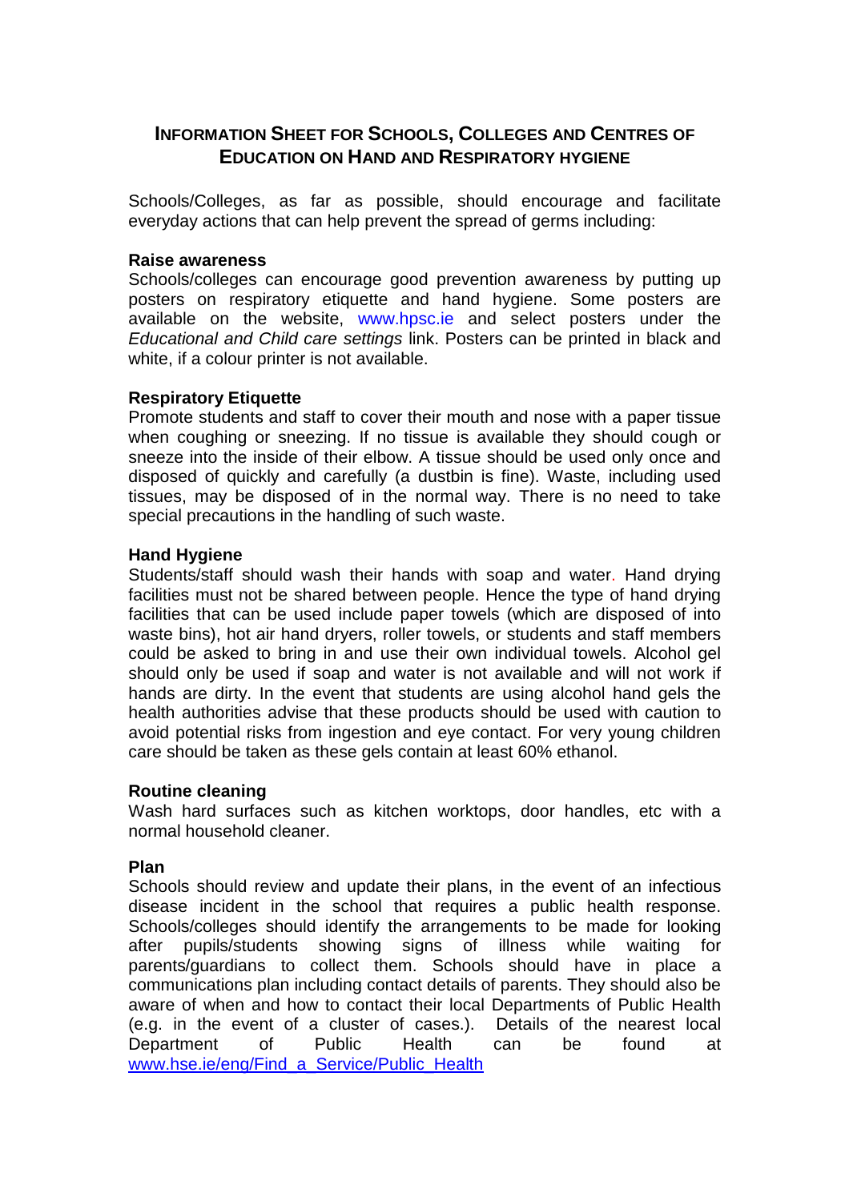## **INFORMATION SHEET FOR SCHOOLS, COLLEGES AND CENTRES OF EDUCATION ON HAND AND RESPIRATORY HYGIENE**

Schools/Colleges, as far as possible, should encourage and facilitate everyday actions that can help prevent the spread of germs including:

**Raise awareness**
Schools/colleges can encourage good prevention awareness by putting up posters on respiratory etiquette and hand hygiene. Some posters are available on the website, www.hpsc.ie and select posters under the *Educational and Child care settings* link. Posters can be printed in black and white, if a colour printer is not available.

**Respiratory Etiquette**
Promote students and staff to cover their mouth and nose with a paper tissue when coughing or sneezing. If no tissue is available they should cough or sneeze into the inside of their elbow. A tissue should be used only once and disposed of quickly and carefully (a dustbin is fine). Waste, including used tissues, may be disposed of in the normal way. There is no need to take special precautions in the handling of such waste.

**Hand Hygiene**
Students/staff should wash their hands with soap and water. Hand drying facilities must not be shared between people. Hence the type of hand drying facilities that can be used include paper towels (which are disposed of into waste bins), hot air hand dryers, roller towels, or students and staff members could be asked to bring in and use their own individual towels. Alcohol gel should only be used if soap and water is not available and will not work if hands are dirty. In the event that students are using alcohol hand gels the health authorities advise that these products should be used with caution to avoid potential risks from ingestion and eye contact. For very young children care should be taken as these gels contain at least 60% ethanol.

**Routine cleaning**
Wash hard surfaces such as kitchen worktops, door handles, etc with a normal household cleaner.

**Plan**
Schools should review and update their plans, in the event of an infectious disease incident in the school that requires a public health response. Schools/colleges should identify the arrangements to be made for looking after pupils/students showing signs of illness while waiting for parents/guardians to collect them. Schools should have in place a communications plan including contact details of parents. They should also be aware of when and how to contact their local Departments of Public Health (e.g. in the event of a cluster of cases.). Details of the nearest local Department of Public Health can be found at www.hse.ie/eng/Find_a_Service/Public_Health